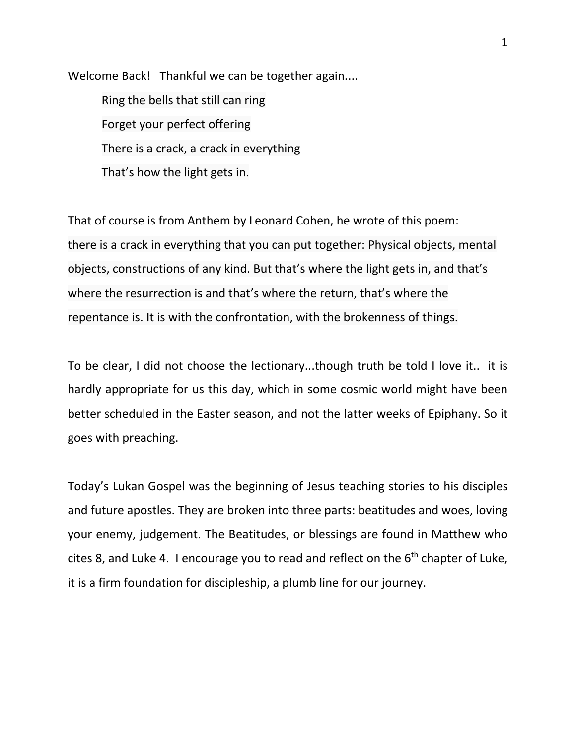Welcome Back!   Thankful we can be together again....

> Ring the bells that still can ring
> Forget your perfect offering
> There is a crack, a crack in everything
> That's how the light gets in.

That of course is from Anthem by Leonard Cohen, he wrote of this poem: there is a crack in everything that you can put together: Physical objects, mental objects, constructions of any kind. But that's where the light gets in, and that's where the resurrection is and that's where the return, that's where the repentance is. It is with the confrontation, with the brokenness of things.

To be clear, I did not choose the lectionary...though truth be told I love it..  it is hardly appropriate for us this day, which in some cosmic world might have been better scheduled in the Easter season, and not the latter weeks of Epiphany. So it goes with preaching.

Today's Lukan Gospel was the beginning of Jesus teaching stories to his disciples and future apostles. They are broken into three parts: beatitudes and woes, loving your enemy, judgement. The Beatitudes, or blessings are found in Matthew who cites 8, and Luke 4.  I encourage you to read and reflect on the 6th chapter of Luke, it is a firm foundation for discipleship, a plumb line for our journey.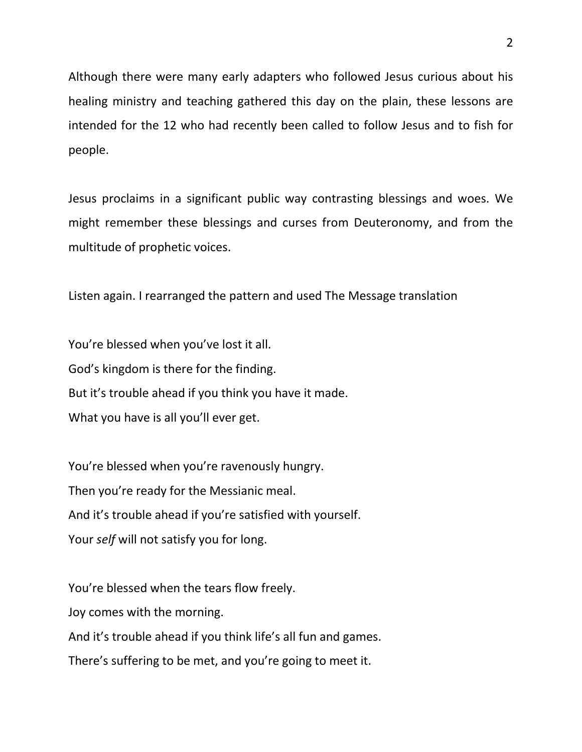Although there were many early adapters who followed Jesus curious about his healing ministry and teaching gathered this day on the plain, these lessons are intended for the 12 who had recently been called to follow Jesus and to fish for people.

Jesus proclaims in a significant public way contrasting blessings and woes. We might remember these blessings and curses from Deuteronomy, and from the multitude of prophetic voices.

Listen again. I rearranged the pattern and used The Message translation

You're blessed when you've lost it all.
God's kingdom is there for the finding.
But it's trouble ahead if you think you have it made.
What you have is all you'll ever get.

You're blessed when you're ravenously hungry.
Then you're ready for the Messianic meal.
And it's trouble ahead if you're satisfied with yourself.
Your *self* will not satisfy you for long.

You're blessed when the tears flow freely.
Joy comes with the morning.
And it's trouble ahead if you think life's all fun and games.
There's suffering to be met, and you're going to meet it.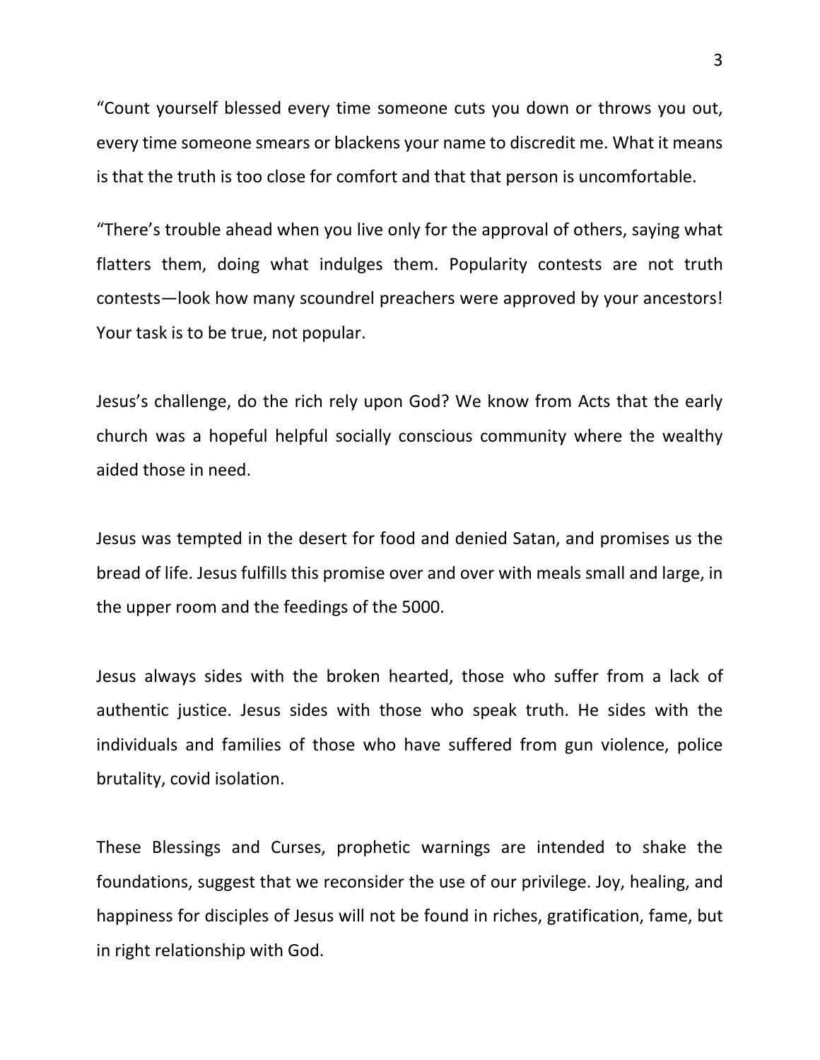“Count yourself blessed every time someone cuts you down or throws you out, every time someone smears or blackens your name to discredit me. What it means is that the truth is too close for comfort and that that person is uncomfortable.

“There’s trouble ahead when you live only for the approval of others, saying what flatters them, doing what indulges them. Popularity contests are not truth contests—look how many scoundrel preachers were approved by your ancestors! Your task is to be true, not popular.

Jesus’s challenge, do the rich rely upon God? We know from Acts that the early church was a hopeful helpful socially conscious community where the wealthy aided those in need.

Jesus was tempted in the desert for food and denied Satan, and promises us the bread of life. Jesus fulfills this promise over and over with meals small and large, in the upper room and the feedings of the 5000.

Jesus always sides with the broken hearted, those who suffer from a lack of authentic justice. Jesus sides with those who speak truth. He sides with the individuals and families of those who have suffered from gun violence, police brutality, covid isolation.

These Blessings and Curses, prophetic warnings are intended to shake the foundations, suggest that we reconsider the use of our privilege. Joy, healing, and happiness for disciples of Jesus will not be found in riches, gratification, fame, but in right relationship with God.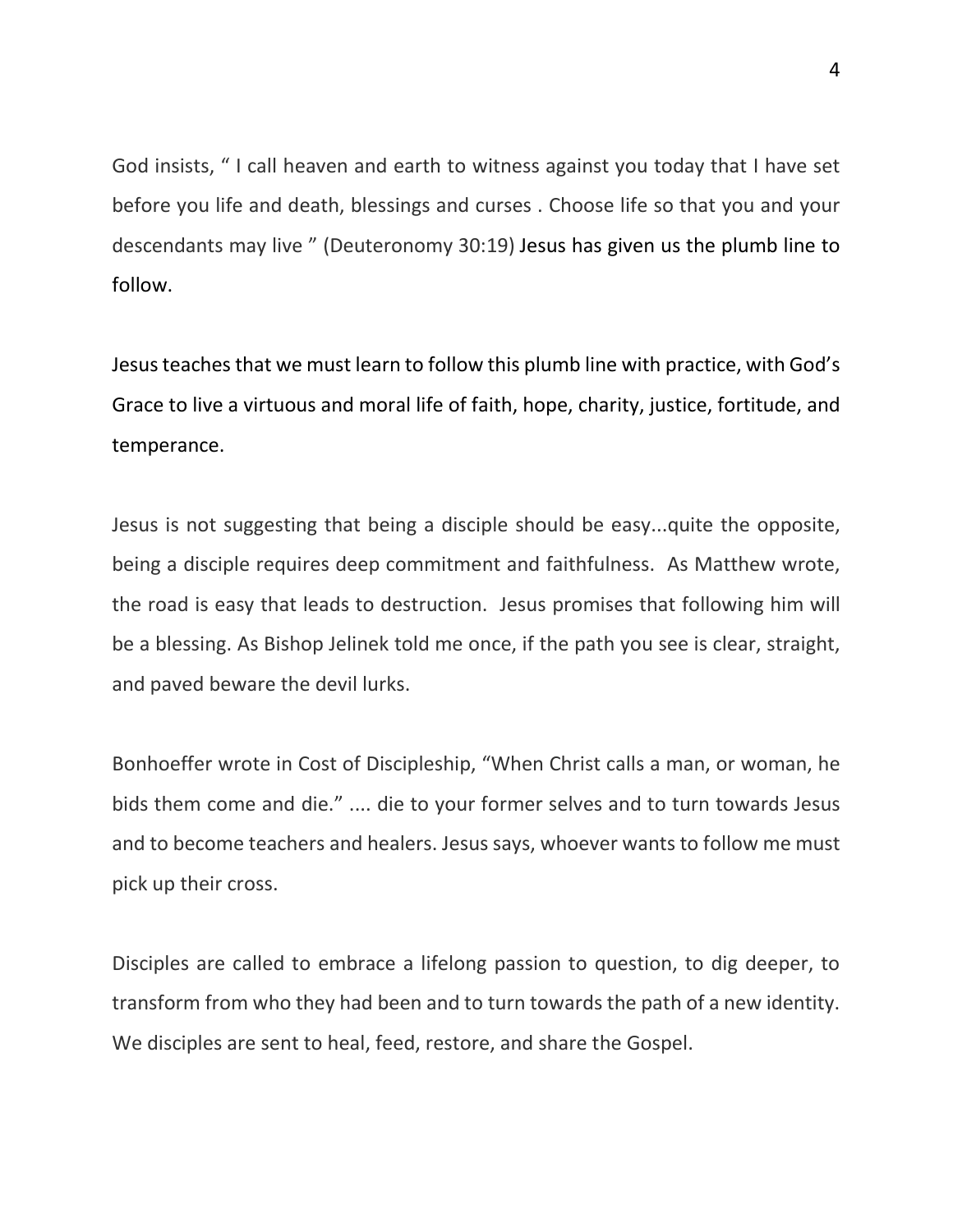God insists, " I call heaven and earth to witness against you today that I have set before you life and death, blessings and curses . Choose life so that you and your descendants may live " (Deuteronomy 30:19) Jesus has given us the plumb line to follow.

Jesus teaches that we must learn to follow this plumb line with practice, with God's Grace to live a virtuous and moral life of faith, hope, charity, justice, fortitude, and temperance.

Jesus is not suggesting that being a disciple should be easy...quite the opposite, being a disciple requires deep commitment and faithfulness. As Matthew wrote, the road is easy that leads to destruction. Jesus promises that following him will be a blessing. As Bishop Jelinek told me once, if the path you see is clear, straight, and paved beware the devil lurks.

Bonhoeffer wrote in Cost of Discipleship, "When Christ calls a man, or woman, he bids them come and die." .... die to your former selves and to turn towards Jesus and to become teachers and healers. Jesus says, whoever wants to follow me must pick up their cross.

Disciples are called to embrace a lifelong passion to question, to dig deeper, to transform from who they had been and to turn towards the path of a new identity. We disciples are sent to heal, feed, restore, and share the Gospel.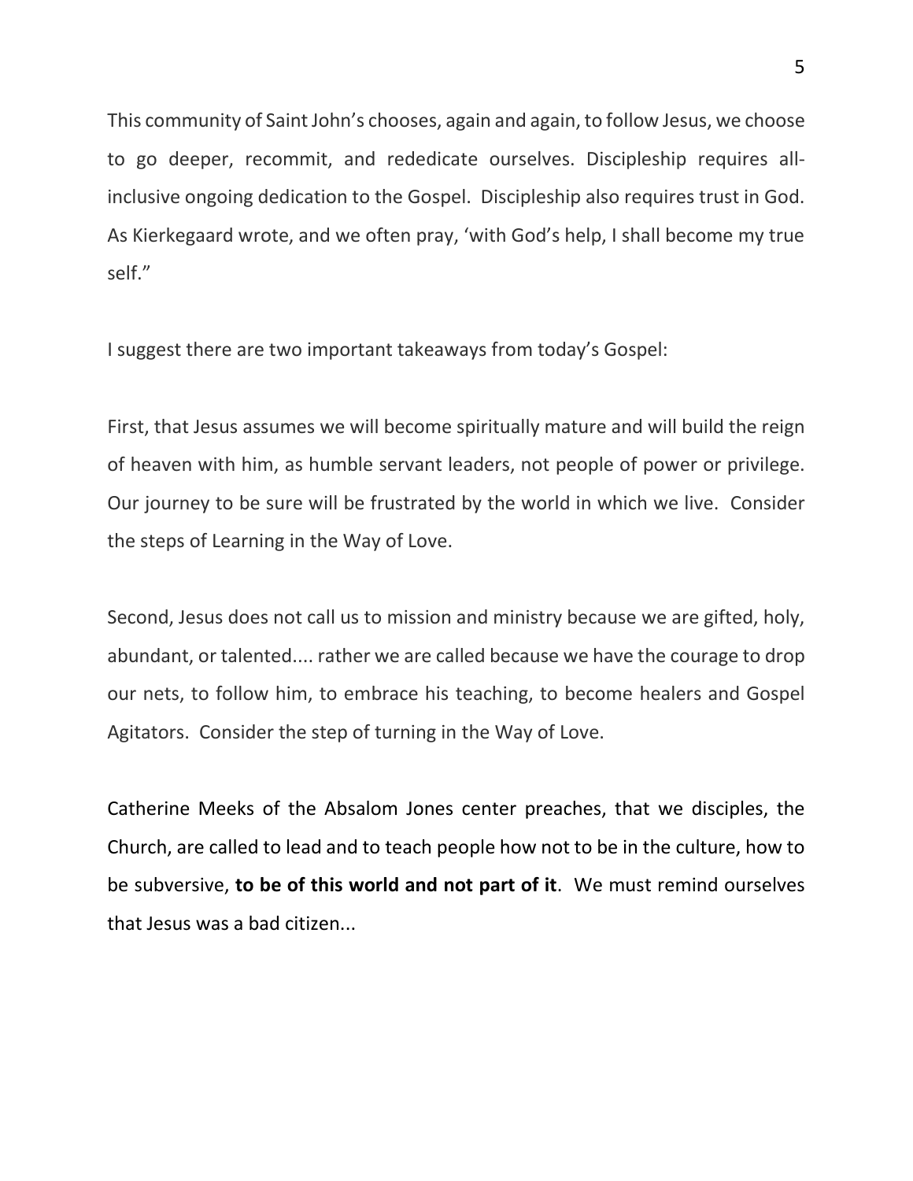This community of Saint John's chooses, again and again, to follow Jesus, we choose to go deeper, recommit, and rededicate ourselves. Discipleship requires all-inclusive ongoing dedication to the Gospel. Discipleship also requires trust in God. As Kierkegaard wrote, and we often pray, 'with God's help, I shall become my true self."

I suggest there are two important takeaways from today's Gospel:

First, that Jesus assumes we will become spiritually mature and will build the reign of heaven with him, as humble servant leaders, not people of power or privilege. Our journey to be sure will be frustrated by the world in which we live. Consider the steps of Learning in the Way of Love.

Second, Jesus does not call us to mission and ministry because we are gifted, holy, abundant, or talented.... rather we are called because we have the courage to drop our nets, to follow him, to embrace his teaching, to become healers and Gospel Agitators. Consider the step of turning in the Way of Love.

Catherine Meeks of the Absalom Jones center preaches, that we disciples, the Church, are called to lead and to teach people how not to be in the culture, how to be subversive, **to be of this world and not part of it**. We must remind ourselves that Jesus was a bad citizen...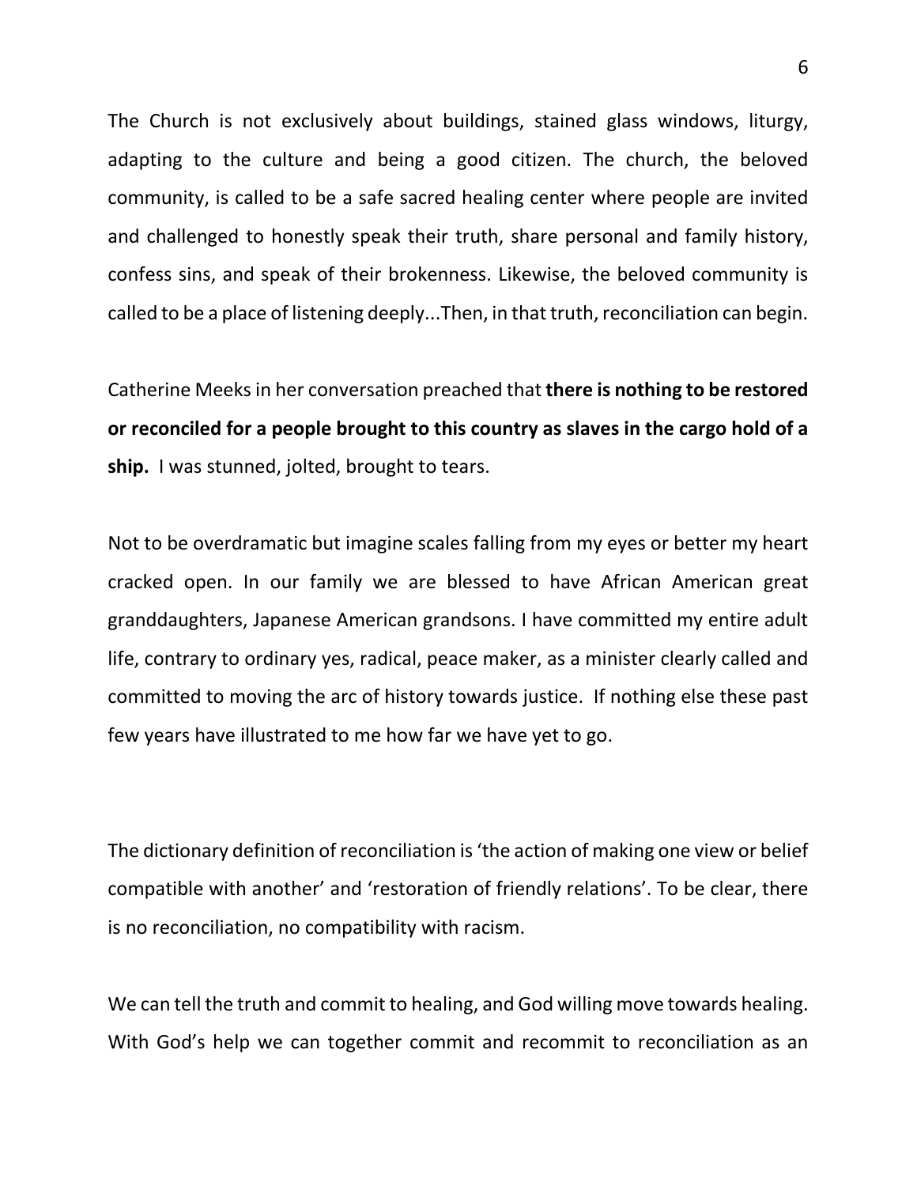The Church is not exclusively about buildings, stained glass windows, liturgy, adapting to the culture and being a good citizen. The church, the beloved community, is called to be a safe sacred healing center where people are invited and challenged to honestly speak their truth, share personal and family history, confess sins, and speak of their brokenness. Likewise, the beloved community is called to be a place of listening deeply...Then, in that truth, reconciliation can begin.

Catherine Meeks in her conversation preached that **there is nothing to be restored or reconciled for a people brought to this country as slaves in the cargo hold of a ship.** I was stunned, jolted, brought to tears.

Not to be overdramatic but imagine scales falling from my eyes or better my heart cracked open. In our family we are blessed to have African American great granddaughters, Japanese American grandsons. I have committed my entire adult life, contrary to ordinary yes, radical, peace maker, as a minister clearly called and committed to moving the arc of history towards justice. If nothing else these past few years have illustrated to me how far we have yet to go.

The dictionary definition of reconciliation is 'the action of making one view or belief compatible with another' and 'restoration of friendly relations'. To be clear, there is no reconciliation, no compatibility with racism.

We can tell the truth and commit to healing, and God willing move towards healing. With God's help we can together commit and recommit to reconciliation as an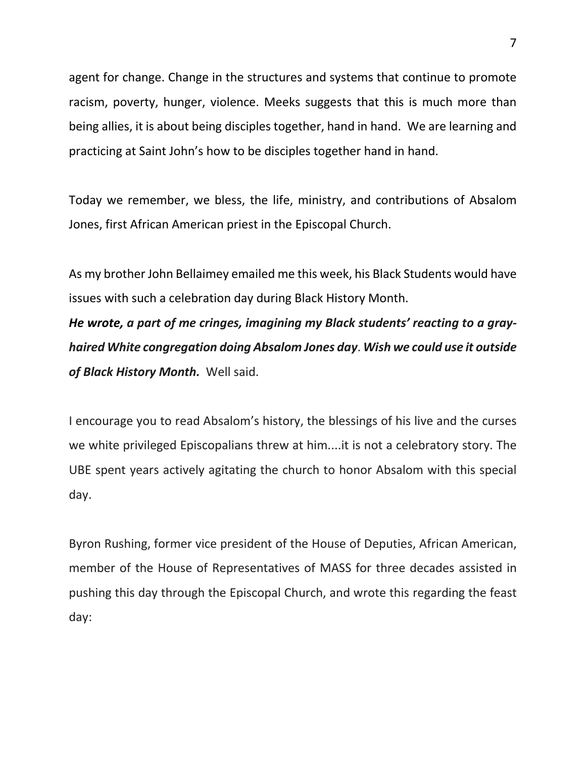agent for change. Change in the structures and systems that continue to promote racism, poverty, hunger, violence. Meeks suggests that this is much more than being allies, it is about being disciples together, hand in hand. We are learning and practicing at Saint John's how to be disciples together hand in hand.

Today we remember, we bless, the life, ministry, and contributions of Absalom Jones, first African American priest in the Episcopal Church.

As my brother John Bellaimey emailed me this week, his Black Students would have issues with such a celebration day during Black History Month.
***He wrote, a part of me cringes, imagining my Black students' reacting to a gray-haired White congregation doing Absalom Jones day***. ***Wish we could use it outside of Black History Month.*** Well said.

I encourage you to read Absalom's history, the blessings of his live and the curses we white privileged Episcopalians threw at him....it is not a celebratory story. The UBE spent years actively agitating the church to honor Absalom with this special day.

Byron Rushing, former vice president of the House of Deputies, African American, member of the House of Representatives of MASS for three decades assisted in pushing this day through the Episcopal Church, and wrote this regarding the feast day: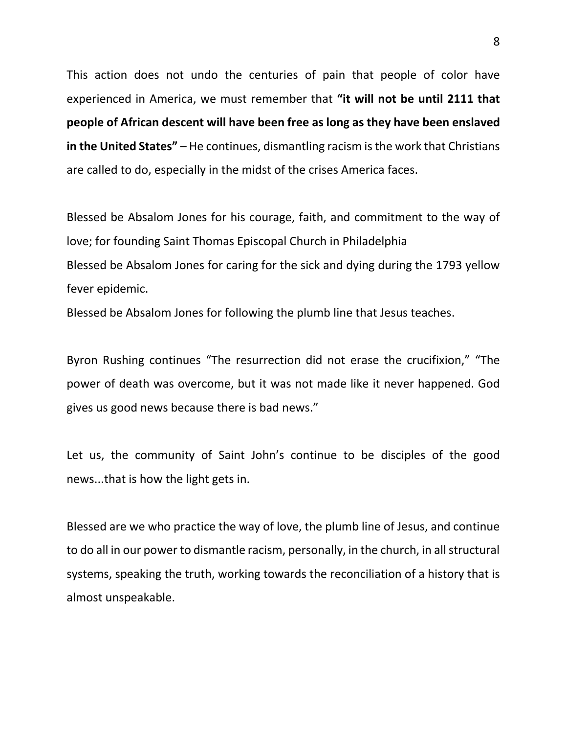This action does not undo the centuries of pain that people of color have experienced in America, we must remember that **"it will not be until 2111 that people of African descent will have been free as long as they have been enslaved in the United States"** – He continues, dismantling racism is the work that Christians are called to do, especially in the midst of the crises America faces.

Blessed be Absalom Jones for his courage, faith, and commitment to the way of love; for founding Saint Thomas Episcopal Church in Philadelphia
Blessed be Absalom Jones for caring for the sick and dying during the 1793 yellow fever epidemic.
Blessed be Absalom Jones for following the plumb line that Jesus teaches.

Byron Rushing continues "The resurrection did not erase the crucifixion," "The power of death was overcome, but it was not made like it never happened. God gives us good news because there is bad news."

Let us, the community of Saint John's continue to be disciples of the good news...that is how the light gets in.

Blessed are we who practice the way of love, the plumb line of Jesus, and continue to do all in our power to dismantle racism, personally, in the church, in all structural systems, speaking the truth, working towards the reconciliation of a history that is almost unspeakable.